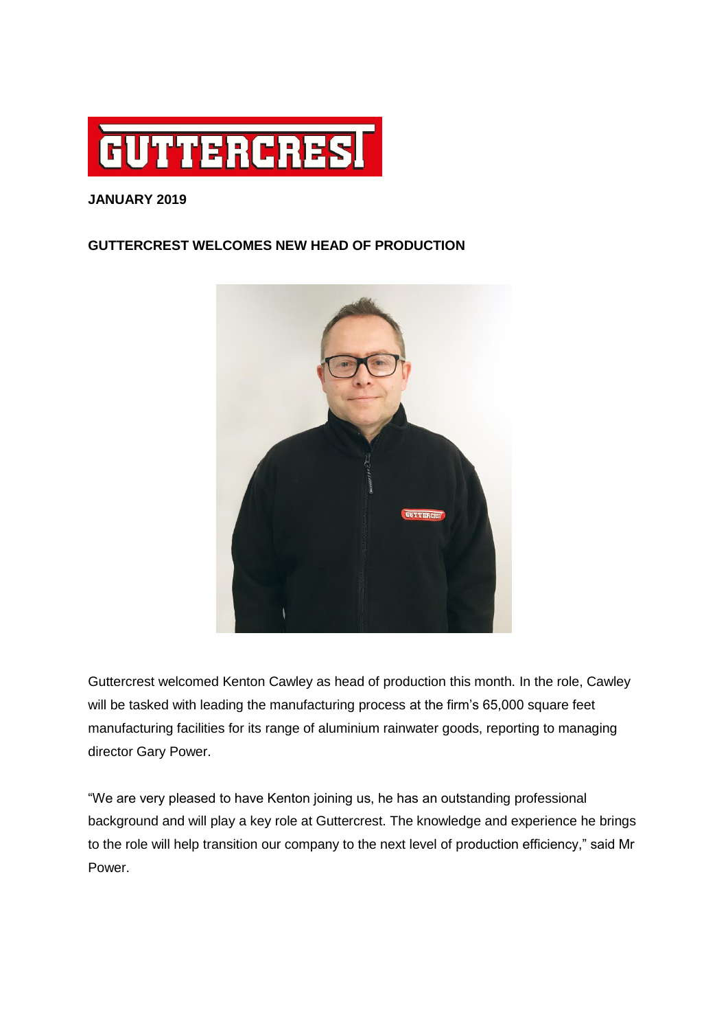**JANUARY 2019**

**GUTTERCREST WELCOMES NEW HEAD OF PRODUCTION**

Guttercrest welcomed Kenton Cawley as head of production this month. In the role, Cawley will be tasked with leading the manufacturing process at the firm's 65,000 square feet manufacturing facilities for its range of aluminium rainwater goods, reporting to managing director Gary Power.

"We are very pleased to have Kenton joining us, he has an outstanding professional background and will play a key role at Guttercrest. The knowledge and experience he brings to the role will help transition our company to the next level of production efficiency," said Mr Power.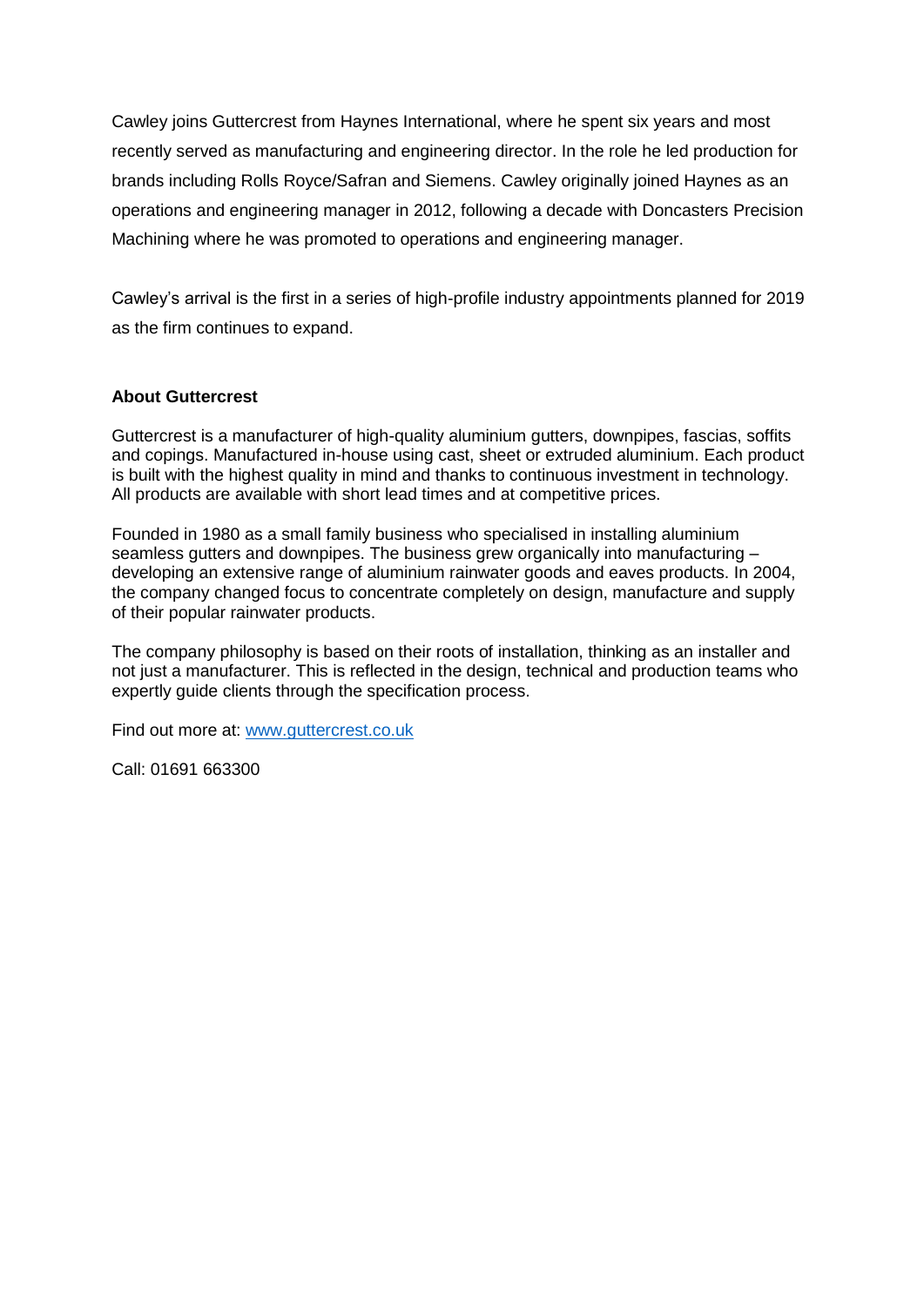Cawley joins Guttercrest from Haynes International, where he spent six years and most recently served as manufacturing and engineering director. In the role he led production for brands including Rolls Royce/Safran and Siemens. Cawley originally joined Haynes as an operations and engineering manager in 2012, following a decade with Doncasters Precision Machining where he was promoted to operations and engineering manager.

Cawley's arrival is the first in a series of high-profile industry appointments planned for 2019 as the firm continues to expand.

**About Guttercrest**

Guttercrest is a manufacturer of high-quality aluminium gutters, downpipes, fascias, soffits and copings. Manufactured in-house using cast, sheet or extruded aluminium. Each product is built with the highest quality in mind and thanks to continuous investment in technology. All products are available with short lead times and at competitive prices.

Founded in 1980 as a small family business who specialised in installing aluminium seamless gutters and downpipes. The business grew organically into manufacturing – developing an extensive range of aluminium rainwater goods and eaves products. In 2004, the company changed focus to concentrate completely on design, manufacture and supply of their popular rainwater products.

The company philosophy is based on their roots of installation, thinking as an installer and not just a manufacturer. This is reflected in the design, technical and production teams who expertly guide clients through the specification process.

Find out more at: [www.guttercrest.co.uk](http://www.guttercrest.co.uk)

Call: 01691 663300